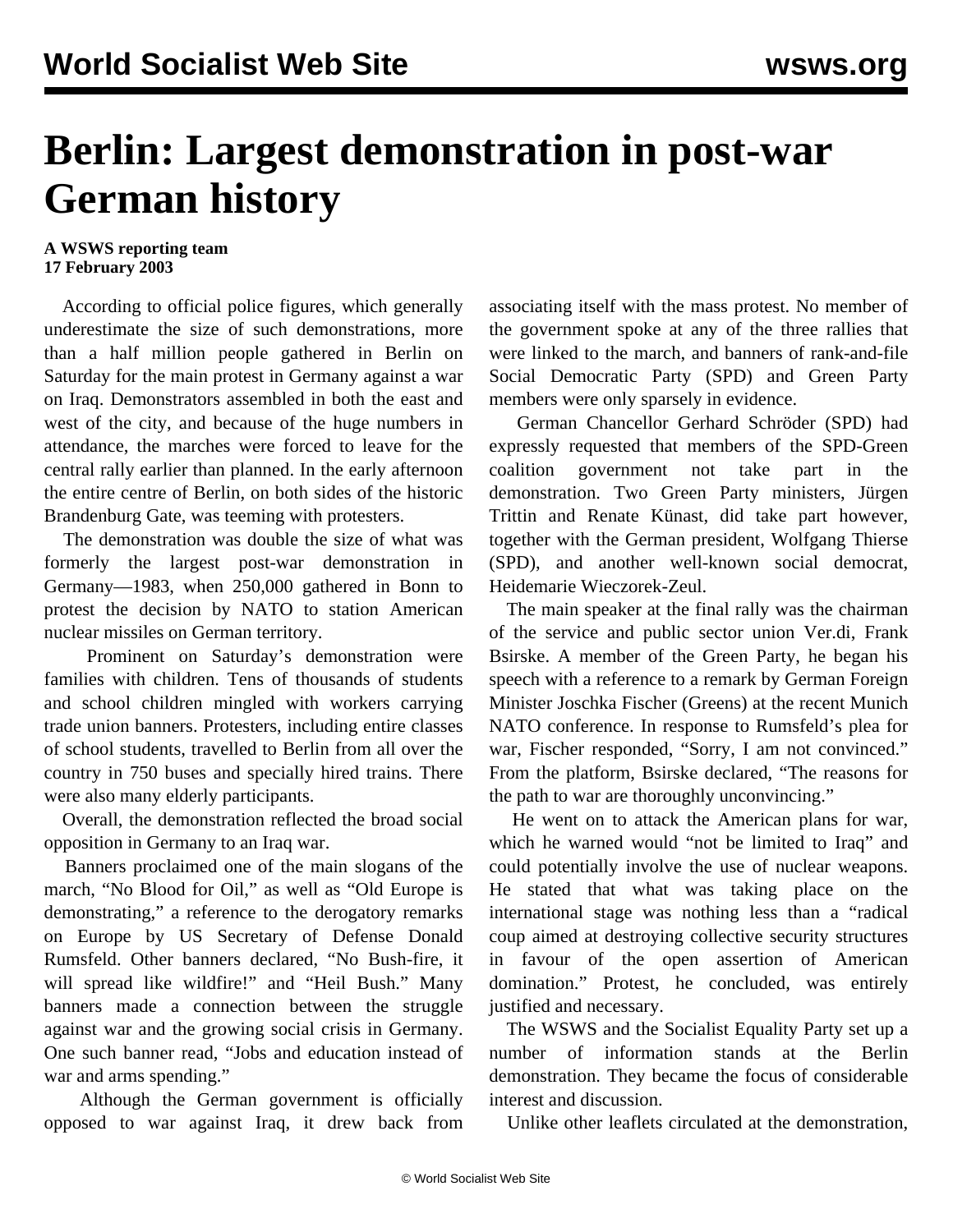# Berlin: Largest demonstration in post-war German history

**A WSWS reporting team**
**17 February 2003**

According to official police figures, which generally underestimate the size of such demonstrations, more than a half million people gathered in Berlin on Saturday for the main protest in Germany against a war on Iraq. Demonstrators assembled in both the east and west of the city, and because of the huge numbers in attendance, the marches were forced to leave for the central rally earlier than planned. In the early afternoon the entire centre of Berlin, on both sides of the historic Brandenburg Gate, was teeming with protesters.

The demonstration was double the size of what was formerly the largest post-war demonstration in Germany—1983, when 250,000 gathered in Bonn to protest the decision by NATO to station American nuclear missiles on German territory.

Prominent on Saturday's demonstration were families with children. Tens of thousands of students and school children mingled with workers carrying trade union banners. Protesters, including entire classes of school students, travelled to Berlin from all over the country in 750 buses and specially hired trains. There were also many elderly participants.

Overall, the demonstration reflected the broad social opposition in Germany to an Iraq war.

Banners proclaimed one of the main slogans of the march, "No Blood for Oil," as well as "Old Europe is demonstrating," a reference to the derogatory remarks on Europe by US Secretary of Defense Donald Rumsfeld. Other banners declared, "No Bush-fire, it will spread like wildfire!" and "Heil Bush." Many banners made a connection between the struggle against war and the growing social crisis in Germany. One such banner read, "Jobs and education instead of war and arms spending."

Although the German government is officially opposed to war against Iraq, it drew back from associating itself with the mass protest. No member of the government spoke at any of the three rallies that were linked to the march, and banners of rank-and-file Social Democratic Party (SPD) and Green Party members were only sparsely in evidence.

German Chancellor Gerhard Schröder (SPD) had expressly requested that members of the SPD-Green coalition government not take part in the demonstration. Two Green Party ministers, Jürgen Trittin and Renate Künast, did take part however, together with the German president, Wolfgang Thierse (SPD), and another well-known social democrat, Heidemarie Wieczorek-Zeul.

The main speaker at the final rally was the chairman of the service and public sector union Ver.di, Frank Bsirske. A member of the Green Party, he began his speech with a reference to a remark by German Foreign Minister Joschka Fischer (Greens) at the recent Munich NATO conference. In response to Rumsfeld's plea for war, Fischer responded, "Sorry, I am not convinced." From the platform, Bsirske declared, "The reasons for the path to war are thoroughly unconvincing."

He went on to attack the American plans for war, which he warned would "not be limited to Iraq" and could potentially involve the use of nuclear weapons. He stated that what was taking place on the international stage was nothing less than a "radical coup aimed at destroying collective security structures in favour of the open assertion of American domination." Protest, he concluded, was entirely justified and necessary.

The WSWS and the Socialist Equality Party set up a number of information stands at the Berlin demonstration. They became the focus of considerable interest and discussion.

Unlike other leaflets circulated at the demonstration,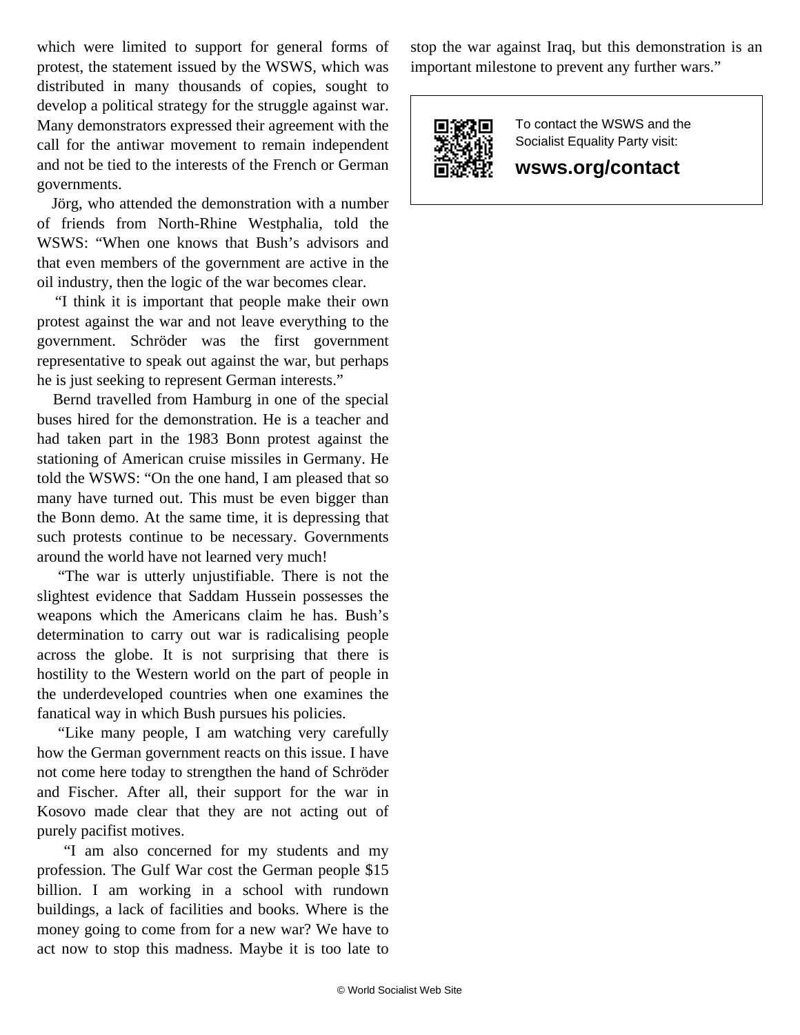which were limited to support for general forms of protest, the statement issued by the WSWS, which was distributed in many thousands of copies, sought to develop a political strategy for the struggle against war. Many demonstrators expressed their agreement with the call for the antiwar movement to remain independent and not be tied to the interests of the French or German governments.

Jörg, who attended the demonstration with a number of friends from North-Rhine Westphalia, told the WSWS: “When one knows that Bush’s advisors and that even members of the government are active in the oil industry, then the logic of the war becomes clear.

“I think it is important that people make their own protest against the war and not leave everything to the government. Schröder was the first government representative to speak out against the war, but perhaps he is just seeking to represent German interests.”

Bernd travelled from Hamburg in one of the special buses hired for the demonstration. He is a teacher and had taken part in the 1983 Bonn protest against the stationing of American cruise missiles in Germany. He told the WSWS: “On the one hand, I am pleased that so many have turned out. This must be even bigger than the Bonn demo. At the same time, it is depressing that such protests continue to be necessary. Governments around the world have not learned very much!

“The war is utterly unjustifiable. There is not the slightest evidence that Saddam Hussein possesses the weapons which the Americans claim he has. Bush’s determination to carry out war is radicalising people across the globe. It is not surprising that there is hostility to the Western world on the part of people in the underdeveloped countries when one examines the fanatical way in which Bush pursues his policies.

“Like many people, I am watching very carefully how the German government reacts on this issue. I have not come here today to strengthen the hand of Schröder and Fischer. After all, their support for the war in Kosovo made clear that they are not acting out of purely pacifist motives.

“I am also concerned for my students and my profession. The Gulf War cost the German people $15 billion. I am working in a school with rundown buildings, a lack of facilities and books. Where is the money going to come from for a new war? We have to act now to stop this madness. Maybe it is too late to stop the war against Iraq, but this demonstration is an important milestone to prevent any further wars.”

To contact the WSWS and the Socialist Equality Party visit:

**wsws.org/contact**